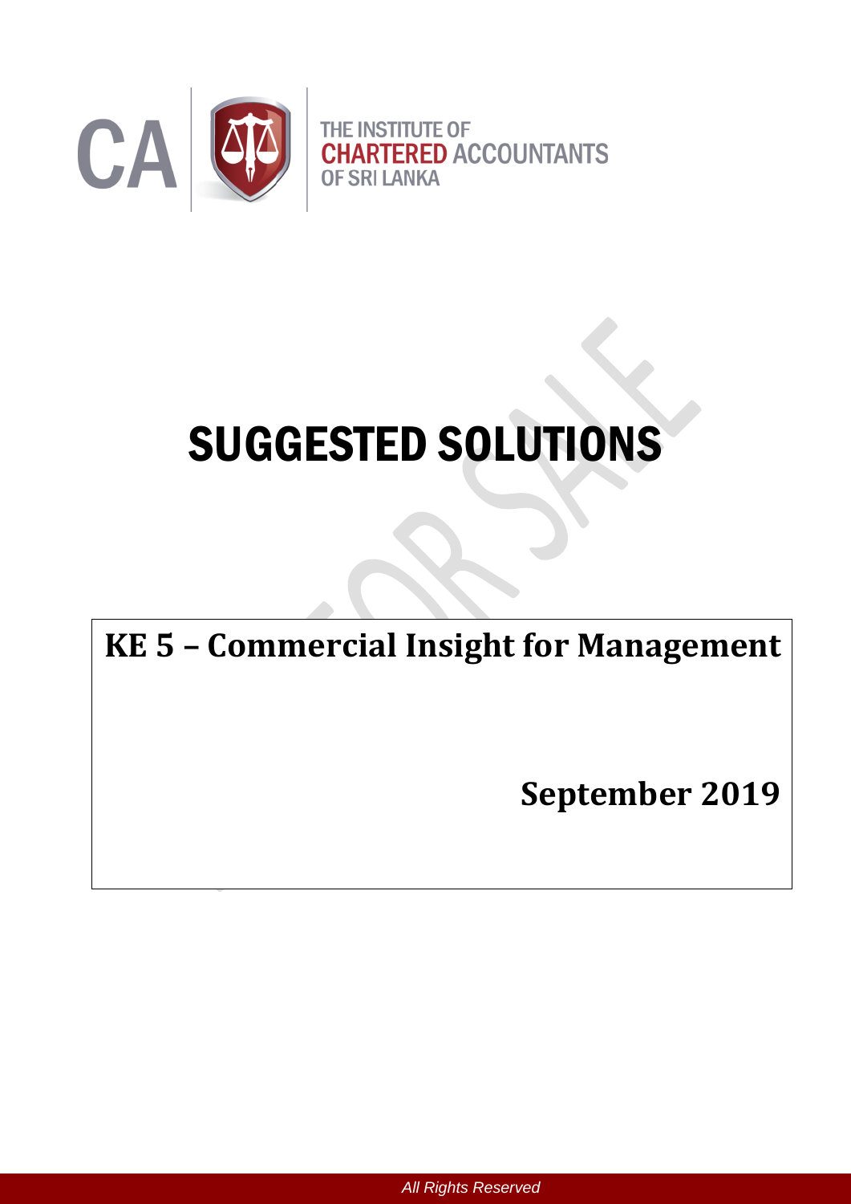CA

THE INSTITUTE OF
**CHARTERED** ACCOUNTANTS
OF SRI LANKA

# SUGGESTED SOLUTIONS

## KE 5 – Commercial Insight for Management

**September 2019**

*All Rights Reserved*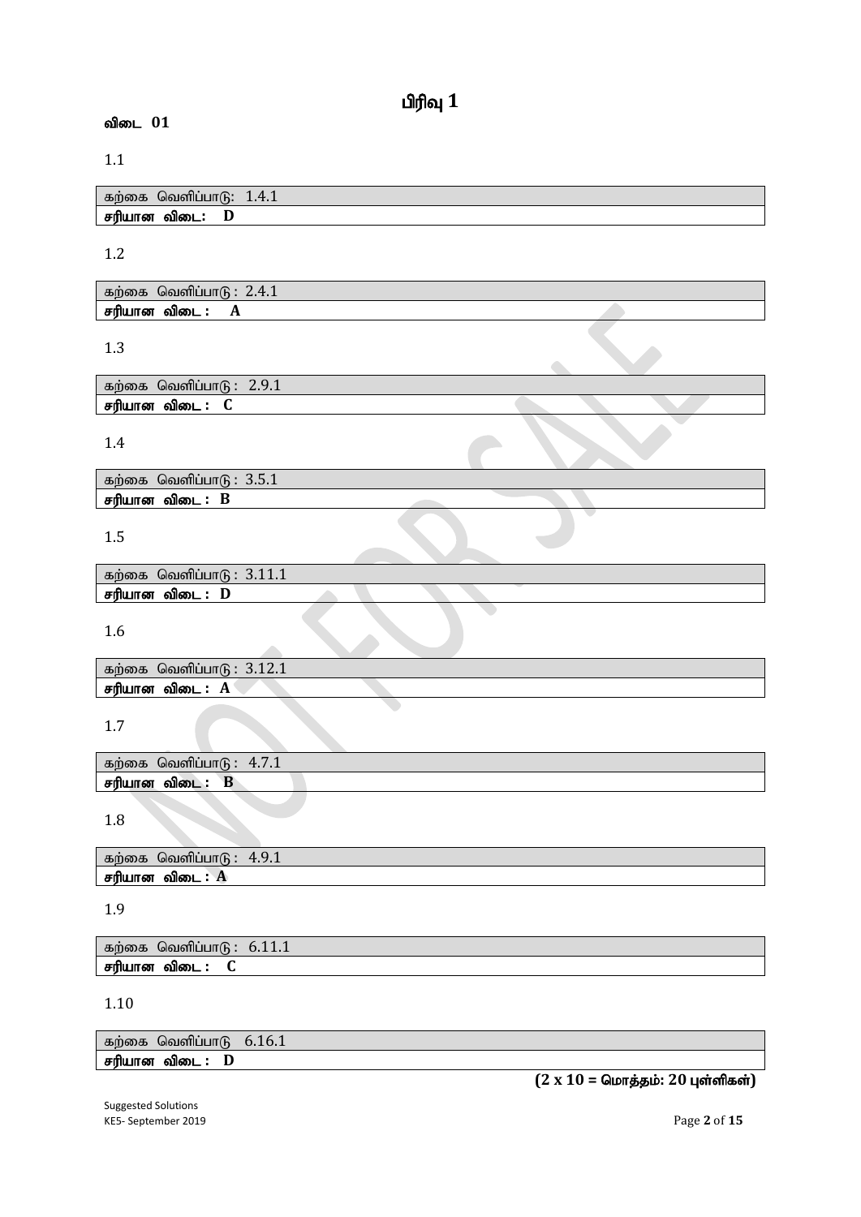# பிரிவு 1

## விடை 01

1.1

| கற்கை வெளிப்பாடு: 1.4.1 |
|---|
| **சரியான விடை: D** |

1.2

| கற்கை வெளிப்பாடு : 2.4.1 |
|---|
| **சரியான விடை : A** |

1.3

| கற்கை வெளிப்பாடு : 2.9.1 |
|---|
| **சரியான விடை : C** |

1.4

| கற்கை வெளிப்பாடு : 3.5.1 |
|---|
| **சரியான விடை : B** |

1.5

| கற்கை வெளிப்பாடு : 3.11.1 |
|---|
| **சரியான விடை : D** |

1.6

| கற்கை வெளிப்பாடு : 3.12.1 |
|---|
| **சரியான விடை : A** |

1.7

| கற்கை வெளிப்பாடு : 4.7.1 |
|---|
| **சரியான விடை : B** |

1.8

| கற்கை வெளிப்பாடு : 4.9.1 |
|---|
| **சரியான விடை : A** |

1.9

| கற்கை வெளிப்பாடு : 6.11.1 |
|---|
| **சரியான விடை : C** |

1.10

| கற்கை வெளிப்பாடு 6.16.1 |
|---|
| **சரியான விடை : D** |

**(2 x 10 = மொத்தம்: 20 புள்ளிகள்)**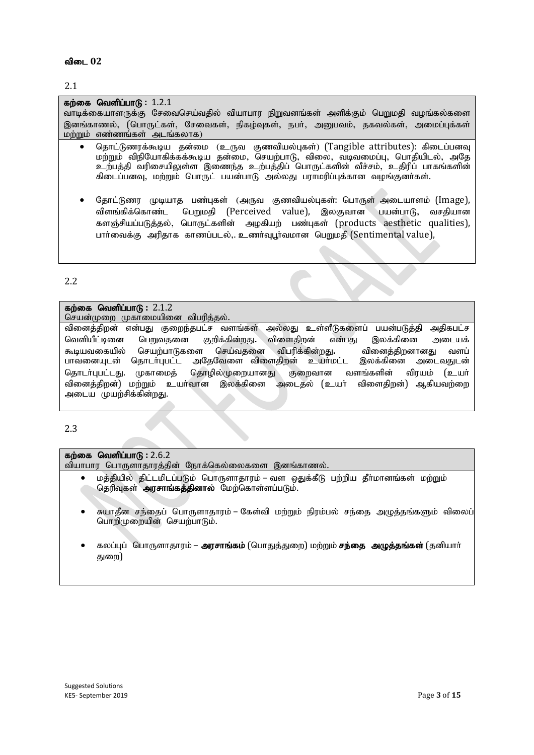**விடை 02**

2.1

**கற்கை வெளிப்பாடு :** 1.2.1
வாடிக்கையாளருக்கு சேவைசெய்வதில் வியாபார நிறுவனங்கள் அளிக்கும் பெறுமதி வழங்கல்களை இனங்காணல், (பொருட்கள், சேவைகள், நிகழ்வுகள், நபர், அனுபவம், தகவல்கள், அமைப்புக்கள் மற்றும் எண்ணங்கள் அடங்கலாக)

- தொட்டுணரக்கூடிய தன்மை (உருவ குணவியல்புகள்) (Tangible attributes): கிடைப்பனவு மற்றும் விநியோகிக்கக்கூடிய தன்மை, செயற்பாடு, விலை, வடிவமைப்பு, பொதியிடல், அதே உற்பத்தி வரிசையிலுள்ள இணைந்த உற்பத்திப் பொருட்களின் வீச்சம், உதிரிப் பாகங்களின் கிடைப்பனவு, மற்றும் பொருட் பயன்பாடு அல்லது பராமரிப்புக்கான வழங்குனர்கள்.

- தோட்டுணர முடியாத பண்புகள் (அருவ குணவியல்புகள்: பொருள் அடையாளம் (Image), விளங்கிக்கொண்ட பெறுமதி (Perceived value), இலகுவான பயன்பாடு, வசதியான களஞ்சியப்படுத்தல், பொருட்களின் அழகியற் பண்புகள் (products aesthetic qualities), பார்வைக்கு அரிதாக காணப்படல்,. உணர்வுபூர்வமான பெறுமதி (Sentimental value),

2.2

**கற்கை வெளிப்பாடு :** 2.1.2
செயன்முறை முகாமையினை விபரித்தல்.

வினைத்திறன் என்பது குறைந்தபட்ச வளங்கள் அல்லது உள்ளீடுகளைப் பயன்படுத்தி அதிகபட்ச வெளியீட்டினை பெறுவதனை குறிக்கின்றது**.** விளைதிறன் என்பது இலக்கினை அடையக் கூடியவகையில் செயற்பாடுகளை செய்வதனை விபரிக்கின்றது**.** வினைத்திறனானது வளப் பாவனையுடன் தொடர்புபட்ட அதேவேளை விளைதிறன் உயர்மட்ட இலக்கினை அடைவதுடன் தொடர்புபட்டது. முகாமைத் தொழில்முறையானது குறைவான வளங்களின் விரயம் (உயர் வினைத்திறன்) மற்றும் உயர்வான இலக்கினை அடைதல் (உயர் விளைதிறன்) ஆகியவற்றை அடைய முயற்சிக்கின்றது.

2.3

**கற்கை வெளிப்பாடு :** 2.6.2
வியாபார பொருளாதாரத்தின் நோக்கெல்லைகளை இனங்காணல்.

- மத்தியில் திட்டமிடப்படும் பொருளாதாரம் – வள ஒதுக்கீடு பற்றிய தீர்மானங்கள் மற்றும் தெரிவுகள் **அரசாங்கத்தினால்** மேற்கொள்ளப்படும்.

- சுயாதீன சந்தைப் பொருளாதாரம் – கேள்வி மற்றும் நிரம்பல் சந்தை அழுத்தங்களும் விலைப் பொறிமுறையின் செயற்பாடும்.

- கலப்புப் பொருளாதாரம் – **அரசாங்கம்** (பொதுத்துறை) மற்றும் **சந்தை அழுத்தங்கள்** (தனியார் துறை)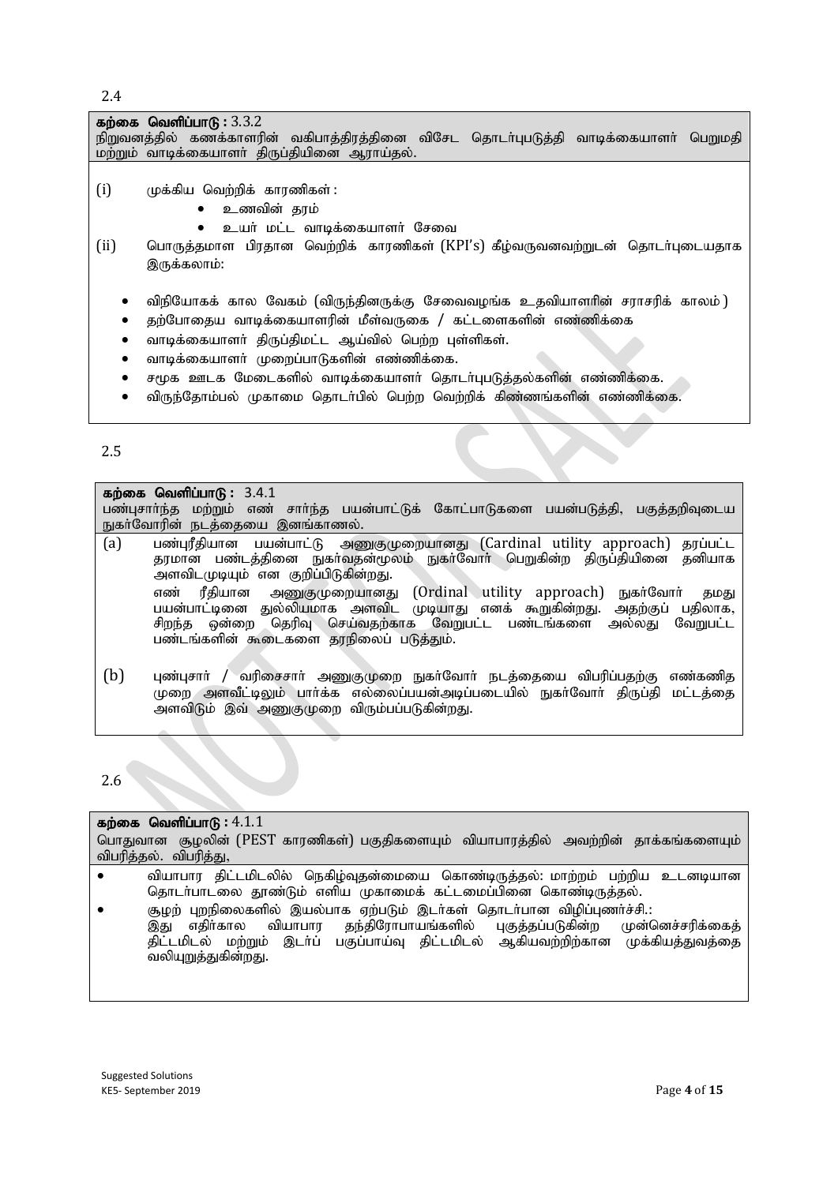2.4

**கற்கை வெளிப்பாடு :** 3.3.2
நிறுவனத்தில் கணக்காளரின் வகிபாத்திரத்தினை விசேட தொடர்புபடுத்தி வாடிக்கையாளர் பெறுமதி மற்றும் வாடிக்கையாளர் திருப்தியினை ஆராய்தல்.

(i) முக்கிய வெற்றிக் காரணிகள் :
- உணவின் தரம்
- உயர் மட்ட வாடிக்கையாளர் சேவை

(ii) பொருத்தமாள பிரதான வெற்றிக் காரணிகள் (KPI's) கீழ்வருவனவற்றுடன் தொடர்புடையதாக இருக்கலாம்:

- விநியோகக் கால வேகம் (விருந்தினருக்கு சேவைவழங்க உதவியாளரின் சராசரிக் காலம்)
- தற்போதைய வாடிக்கையாளரின் மீள்வருகை / கட்டளைகளின் எண்ணிக்கை
- வாடிக்கையாளர் திருப்திமட்ட ஆய்வில் பெற்ற புள்ளிகள்.
- வாடிக்கையாளர் முறைப்பாடுகளின் எண்ணிக்கை.
- சமூக ஊடக மேடைகளில் வாடிக்கையாளர் தொடர்புபடுத்தல்களின் எண்ணிக்கை.
- விருந்தோம்பல் முகாமை தொடர்பில் பெற்ற வெற்றிக் கிண்ணங்களின் எண்ணிக்கை.

2.5

**கற்கை வெளிப்பாடு :** 3.4.1
பண்புசார்ந்த மற்றும் எண் சார்ந்த பயன்பாட்டுக் கோட்பாடுகளை பயன்படுத்தி, பகுத்தறிவுடைய நுகர்வோரின் நடத்தையை இனங்காணல்.

(a) பண்புரீதியான பயன்பாட்டு அணுகுமுறையானது (Cardinal utility approach) தரப்பட்ட தரமான பண்டத்தினை நுகர்வதன்மூலம் நுகர்வோர் பெறுகின்ற திருப்தியினை தனியாக அளவிடமுடியும் என குறிப்பிடுகின்றது.

எண் ரீதியான அணுகுமுறையானது (Ordinal utility approach) நுகர்வோர் தமது பயன்பாட்டினை துல்லியமாக அளவிட முடியாது எனக் கூறுகின்றது. அதற்குப் பதிலாக, சிறந்த ஒன்றை தெரிவு செய்வதற்காக வேறுபட்ட பண்டங்களை அல்லது வேறுபட்ட பண்டங்களின் கூடைகளை தரநிலைப் படுத்தும்.

(b) புண்புசார் / வரிசைசார் அணுகுமுறை நுகர்வோர் நடத்தையை விபரிப்பதற்கு எண்கணித முறை அளவீட்டிலும் பார்க்க எல்லைப்பயன்அடிப்படையில் நுகர்வோர் திருப்தி மட்டத்தை அளவிடும் இவ் அணுகுமுறை விரும்பப்படுகின்றது.

2.6

**கற்கை வெளிப்பாடு :** 4.1.1
பொதுவான சூழலின் (PEST காரணிகள்) பகுதிகளையும் வியாபாரத்தில் அவற்றின் தாக்கங்களையும் விபரித்தல். விபரித்து,

- வியாபார திட்டமிடலில் நெகிழ்வுதன்மையை கொண்டிருத்தல்: மாற்றம் பற்றிய உடனடியான தொடர்பாடலை தூண்டும் எளிய முகாமைக் கட்டமைப்பினை கொண்டிருத்தல்.
- சூழற் புறநிலைகளில் இயல்பாக ஏற்படும் இடர்கள் தொடர்பான விழிப்புணர்ச்சி.:
  இது எதிர்கால வியாபார தந்திரோபாயங்களில் புகுத்தப்படுகின்ற முன்னெச்சரிக்கைத் திட்டமிடல் மற்றும் இடர்ப் பகுப்பாய்வு திட்டமிடல் ஆகியவற்றிற்கான முக்கியத்துவத்தை வலியுறுத்துகின்றது.

Suggested Solutions
KE5- September 2019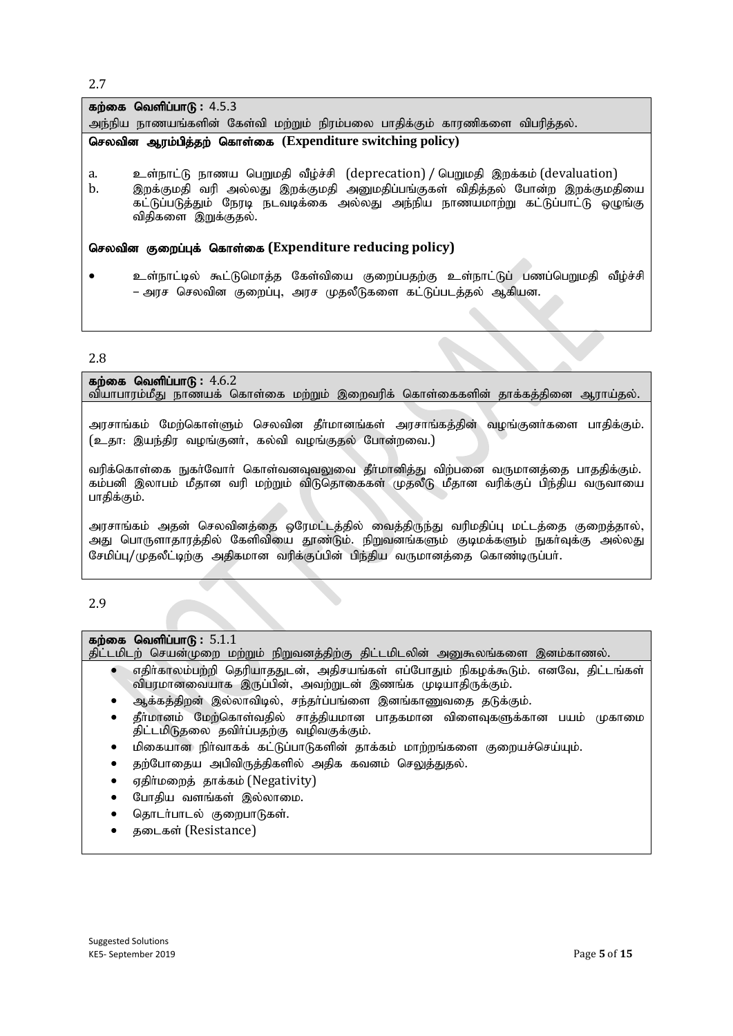2.7

**கற்கை வெளிப்பாடு :** 4.5.3
அந்நிய நாணயங்களின் கேள்வி மற்றும் நிரம்பலை பாதிக்கும் காரணிகளை விபரித்தல்.

**செலவின ஆரம்பித்தற் கொள்கை (Expenditure switching policy)**

a. உள்நாட்டு நாணய பெறுமதி வீழ்ச்சி (deprecation) / பெறுமதி இறக்கம் (devaluation)
b. இறக்குமதி வரி அல்லது இறக்குமதி அனுமதிப்பங்குகள் விதித்தல் போன்ற இறக்குமதியை கட்டுப்படுத்தும் நேரடி நடவடிக்கை அல்லது அந்நிய நாணயமாற்று கட்டுப்பாட்டு ஒழுங்கு விதிகளை இறுக்குதல்.

**செலவின குறைப்புக் கொள்கை (Expenditure reducing policy)**

- உள்நாட்டில் கூட்டுமொத்த கேள்வியை குறைப்பதற்கு உள்நாட்டுப் பணப்பெறுமதி வீழ்ச்சி – அரச செலவின குறைப்பு, அரச முதலீடுகளை கட்டுப்படத்தல் ஆகியன.

2.8

**கற்கை வெளிப்பாடு :** 4.6.2
வியாபாரம்மீது நாணயக் கொள்கை மற்றும் இறைவரிக் கொள்கைகளின் தாக்கத்தினை ஆராய்தல்.

அரசாங்கம் மேற்கொள்ளும் செலவின தீர்மானங்கள் அரசாங்கத்தின் வழங்குனர்களை பாதிக்கும். (உதா: இயந்திர வழங்குனர், கல்வி வழங்குதல் போன்றவை.)

வரிக்கொள்கை நுகர்வோர் கொள்வனவுவலுவை தீர்மானித்து விற்பனை வருமானத்தை பாததிக்கும். கம்பனி இலாபம் மீதான வரி மற்றும் விடுதொகைகள் முதலீடு மீதான வரிக்குப் பிந்திய வருவாயை பாதிக்கும்.

அரசாங்கம் அதன் செலவினத்தை ஒரேமட்டத்தில் வைத்திருந்து வரிமதிப்பு மட்டத்தை குறைத்தால், அது பொருளாதாரத்தில் கேளிவியை தூண்டும். நிறுவனங்களும் குடிமக்களும் நுகர்வுக்கு அல்லது சேமிப்பு/முதலீட்டிற்கு அதிகமான வரிக்குப்பின் பிந்திய வருமானத்தை கொண்டிருப்பர்.

2.9

**கற்கை வெளிப்பாடு :** 5.1.1
திட்டமிடற் செயன்முறை மற்றும் நிறுவனத்திற்கு திட்டமிடலின் அனுகூலங்களை இனம்காணல்.

- எதிர்காலம்பற்றி தெரியாததுடன், அதிசயங்கள் எப்போதும் நிகழக்கூடும். எனவே, திட்டங்கள் விபரமானவையாக இருப்பின், அவற்றுடன் இணங்க முடியாதிருக்கும்.
- ஆக்கத்திறன் இல்லாவிடில், சந்தர்ப்பங்களை இனங்காணுவதை தடுக்கும்.
- தீர்மானம் மேற்கொள்வதில் சாத்தியமான பாதகமான விளைவுகளுக்கான பயம் முகாமை திட்டமிடுதலை தவிர்ப்பதற்கு வழிவகுக்கும்.
- மிகையான நிர்வாகக் கட்டுப்பாடுகளின் தாக்கம் மாற்றங்களை குறையச்செய்யும்.
- தற்போதைய அபிவிருத்திகளில் அதிக கவனம் செலுத்துதல்.
- எதிர்மறைத் தாக்கம் (Negativity)
- போதிய வளங்கள் இல்லாமை.
- தொடர்பாடல் குறைபாடுகள்.
- தடைகள் (Resistance)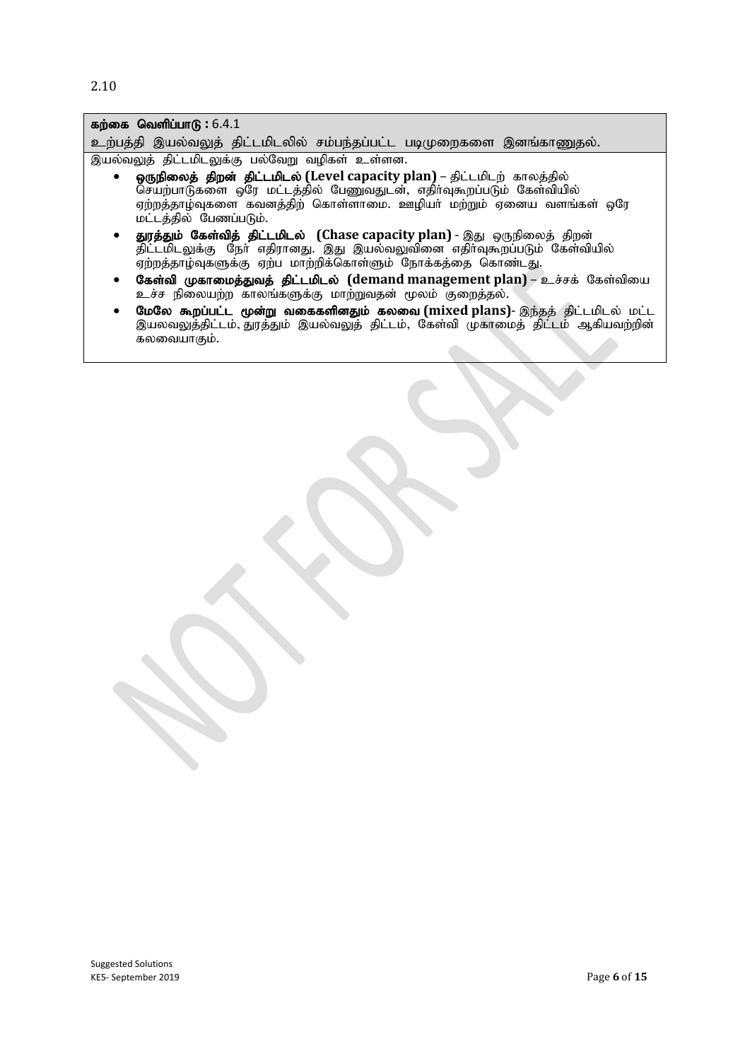2.10

**கற்கை வெளிப்பாடு :** 6.4.1

உற்பத்தி இயல்வலுத் திட்டமிடலில் சம்பந்தப்பட்ட படிமுறைகளை இனங்காணுதல்.

இயல்வலுத் திட்டமிடலுக்கு பல்வேறு வழிகள் உள்ளன.

- **ஒருநிலைத் திறன் திட்டமிடல் (Level capacity plan)** – திட்டமிடற் காலத்தில் செயற்பாடுகளை ஒரே மட்டத்தில் பேணுவதுடன், எதிர்வுகூறப்படும் கேள்வியில் ஏற்றத்தாழ்வுகளை கவனத்திற் கொள்ளாமை. ஊழியர் மற்றும் ஏனைய வளங்கள் ஒரே மட்டத்தில் பேணப்படும்.
- **துரத்தும் கேள்வித் திட்டமிடல் (Chase capacity plan)** - இது ஒருநிலைத் திறன் திட்டமிடலுக்கு நேர் எதிரானது. இது இயல்வலுவினை எதிர்வுகூறப்படும் கேள்வியில் ஏற்றத்தாழ்வுகளுக்கு ஏற்ப மாற்றிக்கொள்ளும் நோக்கத்தை கொண்டது.
- **கேள்வி முகாமைத்துவத் திட்டமிடல் (demand management plan)** – உச்சக் கேள்வியை உச்ச நிலையற்ற காலங்களுக்கு மாற்றுவதன் மூலம் குறைத்தல்.
- **மேலே கூறப்பட்ட மூன்று வகைகளினதும் கலவை (mixed plans)**- இந்தத் திட்டமிடல் மட்ட இயலவலுத்திட்டம், துரத்தும் இயல்வலுத் திட்டம், கேள்வி முகாமைத் திட்டம் ஆகியவற்றின் கலவையாகும்.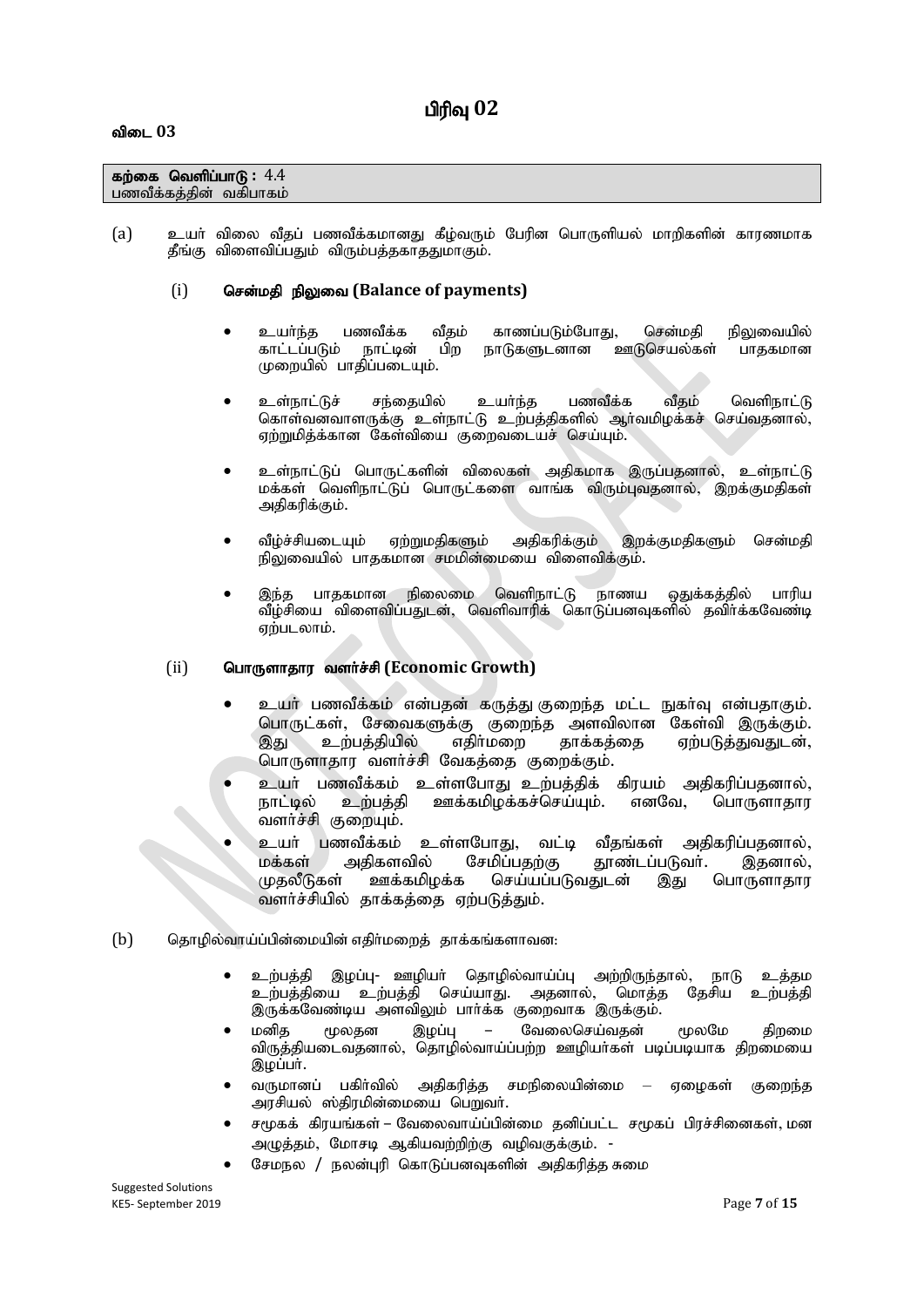# பிரிவு 02

**விடை 03**

| **கற்கை வெளிப்பாடு :** 4.4 |
|---|
| பணவீக்கத்தின் வகிபாகம் |

(a) உயர் விலை வீதப் பணவீக்கமானது கீழ்வரும் பேரின பொருளியல் மாறிகளின் காரணமாக தீங்கு விளைவிப்பதும் விரும்பத்தகாததுமாகும்.

(i) **சென்மதி நிலுவை (Balance of payments)**

- உயர்ந்த பணவீக்க வீதம் காணப்படும்போது, சென்மதி நிலுவையில் காட்டப்படும் நாட்டின் பிற நாடுகளுடனான ஊடுசெயல்கள் பாதகமான முறையில் பாதிப்படையும்.
- உள்நாட்டுச் சந்தையில் உயர்ந்த பணவீக்க வீதம் வெளிநாட்டு கொள்வனவாளருக்கு உள்நாட்டு உற்பத்திகளில் ஆர்வமிழக்கச் செய்வதனால், ஏற்றுமிதிக்கான கேள்வியை குறைவடையச் செய்யும்.
- உள்நாட்டுப் பொருட்களின் விலைகள் அதிகமாக இருப்பதனால், உள்நாட்டு மக்கள் வெளிநாட்டுப் பொருட்களை வாங்க விரும்புவதனால், இறக்குமதிகள் அதிகரிக்கும்.
- வீழ்ச்சியடையும் ஏற்றுமதிகளும் அதிகரிக்கும் இறக்குமதிகளும் சென்மதி நிலுவையில் பாதகமான சமமின்மையை விளைவிக்கும்.
- இந்த பாதகமான நிலைமை வெளிநாட்டு நாணய ஒதுக்கத்தில் பாரிய வீழ்சியை விளைவிப்பதுடன், வெளிவாரிக் கொடுப்பனவுகளில் தவிர்க்கவேண்டி ஏற்படலாம்.

(ii) **பொருளாதார வளர்ச்சி (Economic Growth)**

- உயர் பணவீக்கம் என்பதன் கருத்து குறைந்த மட்ட நுகர்வு என்பதாகும். பொருட்கள், சேவைகளுக்கு குறைந்த அளவிலான கேள்வி இருக்கும். இது உற்பத்தியில் எதிர்மறை தாக்கத்தை ஏற்படுத்துவதுடன், பொருளாதார வளர்ச்சி வேகத்தை குறைக்கும்.
- உயர் பணவீக்கம் உள்ளபோது உற்பத்திக் கிரயம் அதிகரிப்பதனால், நாட்டில் உற்பத்தி ஊக்கமிழக்கச்செய்யும். எனவே, பொருளாதார வளர்ச்சி குறையும்.
- உயர் பணவீக்கம் உள்ளபோது, வட்டி வீதங்கள் அதிகரிப்பதனால், மக்கள் அதிகளவில் சேமிப்பதற்கு தூண்டப்படுவர். இதனால், முதலீடுகள் ஊக்கமிழக்க செய்யப்படுவதுடன் இது பொருளாதார வளர்ச்சியில் தாக்கத்தை ஏற்படுத்தும்.

(b) தொழில்வாய்ப்பின்மையின் எதிர்மறைத் தாக்கங்களாவன:

- உற்பத்தி இழப்பு- ஊழியர் தொழில்வாய்ப்பு அற்றிருந்தால், நாடு உத்தம உற்பத்தியை உற்பத்தி செய்யாது. அதனால், மொத்த தேசிய உற்பத்தி இருக்கவேண்டிய அளவிலும் பார்க்க குறைவாக இருக்கும்.
- மனித மூலதன இழப்பு – வேலைசெய்வதன் மூலமே திறமை விருத்தியடைவதனால், தொழில்வாய்ப்பற்ற ஊழியர்கள் படிப்படியாக திறமையை இழப்பர்.
- வருமானப் பகிர்வில் அதிகரித்த சமநிலையின்மை – ஏழைகள் குறைந்த அரசியல் ஸ்திரமின்மையை பெறுவர்.
- சமூகக் கிரயங்கள் – வேலைவாய்ப்பின்மை தனிப்பட்ட சமூகப் பிரச்சினைகள், மன அழுத்தம், மோசடி ஆகியவற்றிற்கு வழிவகுக்கும். -
- சேமநல / நலன்புரி கொடுப்பனவுகளின் அதிகரித்த சுமை

Suggested Solutions
KE5- September 2019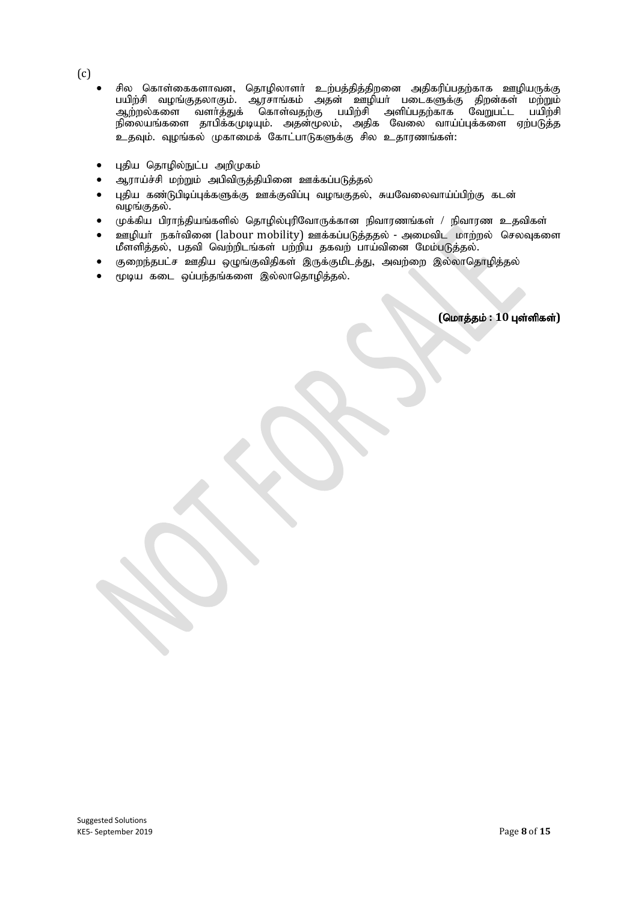(c)

- சில கொள்கைகளாவன, தொழிலாளர் உற்பத்தித்திறனை அதிகரிப்பதற்காக ஊழியருக்கு பயிற்சி வழங்குதலாகும். ஆரசாங்கம் அதன் ஊழியர் படைகளுக்கு திறன்கள் மற்றும் ஆற்றல்களை வளர்த்துக் கொள்வதற்கு பயிற்சி அளிப்பதற்காக வேறுபட்ட பயிற்சி நிலையங்களை தாபிக்கமுடியும். அதன்மூலம், அதிக வேலை வாய்ப்புக்களை ஏற்படுத்த உதவும். வழங்கல் முகாமைக் கோட்பாடுகளுக்கு சில உதாரணங்கள்:

- புதிய தொழில்நுட்ப அறிமுகம்
- ஆராய்ச்சி மற்றும் அபிவிருத்தியினை ஊக்கப்படுத்தல்
- புதிய கண்டுபிடிப்புக்களுக்கு ஊக்குவிப்பு வழஙகுதல், சுயவேலைவாய்ப்பிற்கு கடன் வழங்குதல்.
- முக்கிய பிராந்தியங்களில் தொழில்புரிவோருக்கான நிவாரணங்கள் / நிவாரண உதவிகள்
- ஊழியர் நகர்வினை (labour mobility) ஊக்கப்படுத்ததல் - அமைவிட மாற்றல் செலவுகளை மீளளித்தல், பதவி வெற்றிடங்கள் பற்றிய தகவற் பாய்வினை மேம்படுத்தல்.
- குறைந்தபட்ச ஊதிய ஒழுங்குவிதிகள் இருக்குமிடத்து, அவற்றை இல்லாதொழித்தல்
- மூடிய கடை ஒப்பந்தங்களை இல்லாதொழித்தல்.

**(மொத்தம் : 10 புள்ளிகள்)**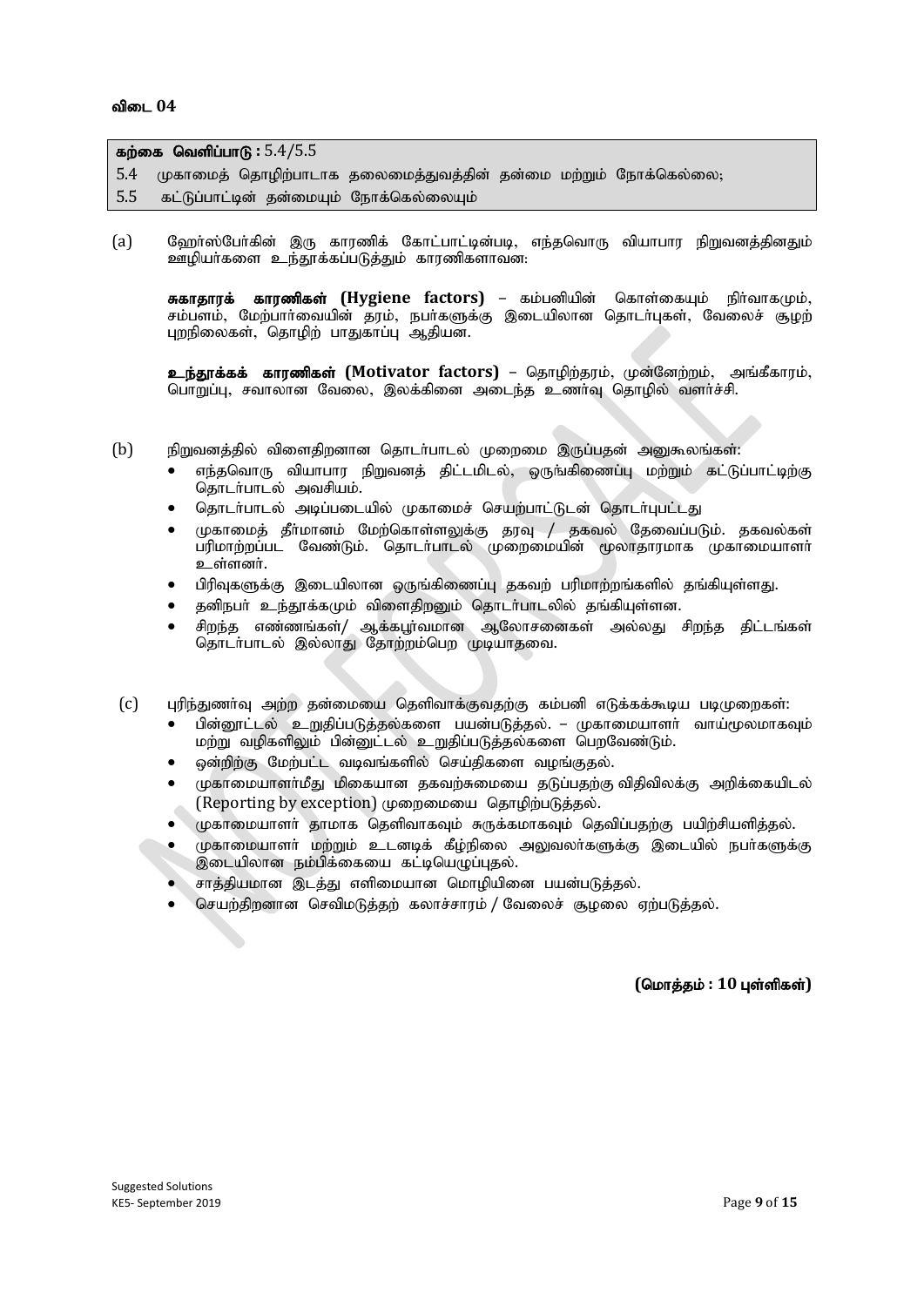**விடை 04**

| **கற்கை வெளிப்பாடு :** 5.4/5.5 |
|---|
| 5.4 முகாமைத் தொழிற்பாடாக தலைமைத்துவத்தின் தன்மை மற்றும் நோக்கெல்லை; |
| 5.5 கட்டுப்பாட்டின் தன்மையும் நோக்கெல்லையும் |

(a) ஹேர்ஸ்பேர்கின் இரு காரணிக் கோட்பாட்டின்படி, எந்தவொரு வியாபார நிறுவனத்தினதும் ஊழியர்களை உந்தூக்கப்படுத்தும் காரணிகளாவன:

**சுகாதாரக் காரணிகள் (Hygiene factors)** – கம்பனியின் கொள்கையும் நிர்வாகமும், சம்பளம், மேற்பார்வையின் தரம், நபர்களுக்கு இடையிலான தொடர்புகள், வேலைச் சூழற் புறநிலைகள், தொழிற் பாதுகாப்பு ஆதியன.

**உந்தூக்கக் காரணிகள் (Motivator factors)** – தொழிற்தரம், முன்னேற்றம், அங்கீகாரம், பொறுப்பு, சவாலான வேலை, இலக்கினை அடைந்த உணர்வு தொழில் வளர்ச்சி.

(b) நிறுவனத்தில் விளைதிறனான தொடர்பாடல் முறைமை இருப்பதன் அனுகூலங்கள்:

- எந்தவொரு வியாபார நிறுவனத் திட்டமிடல், ஒருங்கிணைப்பு மற்றும் கட்டுப்பாட்டிற்கு தொடர்பாடல் அவசியம்.
- தொடர்பாடல் அடிப்படையில் முகாமைச் செயற்பாட்டுடன் தொடர்புபட்டது
- முகாமைத் தீர்மானம் மேற்கொள்ளலுக்கு தரவு / தகவல் தேவைப்படும். தகவல்கள் பரிமாற்றப்பட வேண்டும். தொடர்பாடல் முறைமையின் மூலாதாரமாக முகாமையாளர் உள்ளனர்.
- பிரிவுகளுக்கு இடையிலான ஒருங்கிணைப்பு தகவற் பரிமாற்றங்களில் தங்கியுள்ளது.
- தனிநபர் உந்தூக்கமும் விளைதிறனும் தொடர்பாடலில் தங்கியுள்ளன.
- சிறந்த எண்ணங்கள்/ ஆக்கபூர்வமான ஆலோசனைகள் அல்லது சிறந்த திட்டங்கள் தொடர்பாடல் இல்லாது தோற்றம்பெற முடியாதவை.

(c) புரிந்துணர்வு அற்ற தன்மையை தெளிவாக்குவதற்கு கம்பனி எடுக்கக்கூடிய படிமுறைகள்:

- பின்னூட்டல் உறுதிப்படுத்தல்களை பயன்படுத்தல். – முகாமையாளர் வாய்மூலமாகவும் மற்றும் வழிகளிலும் பின்னூட்டல் உறுதிப்படுத்தல்களை பெறவேண்டும்.
- ஒன்றிற்கு மேற்பட்ட வடிவங்களில் செய்திகளை வழங்குதல்.
- முகாமையாளர்மீது மிகையான தகவற்சுமையை தடுப்பதற்கு விதிவிலக்கு அறிக்கையிடல் (Reporting by exception) முறைமையை தொழிற்படுத்தல்.
- முகாமையாளர் தாமாக தெளிவாகவும் சுருக்கமாகவும் தெவிப்பதற்கு பயிற்சியளித்தல்.
- முகாமையாளர் மற்றும் உடனடிக் கீழ்நிலை அலுவலர்களுக்கு இடையில் நபர்களுக்கு இடையிலான நம்பிக்கையை கட்டியெழுப்புதல்.
- சாத்தியமான இடத்து எளிமையான மொழியினை பயன்படுத்தல்.
- செயற்திறனான செவிமடுத்தற் கலாச்சாரம் / வேலைச் சூழலை ஏற்படுத்தல்.

**(மொத்தம் : 10 புள்ளிகள்)**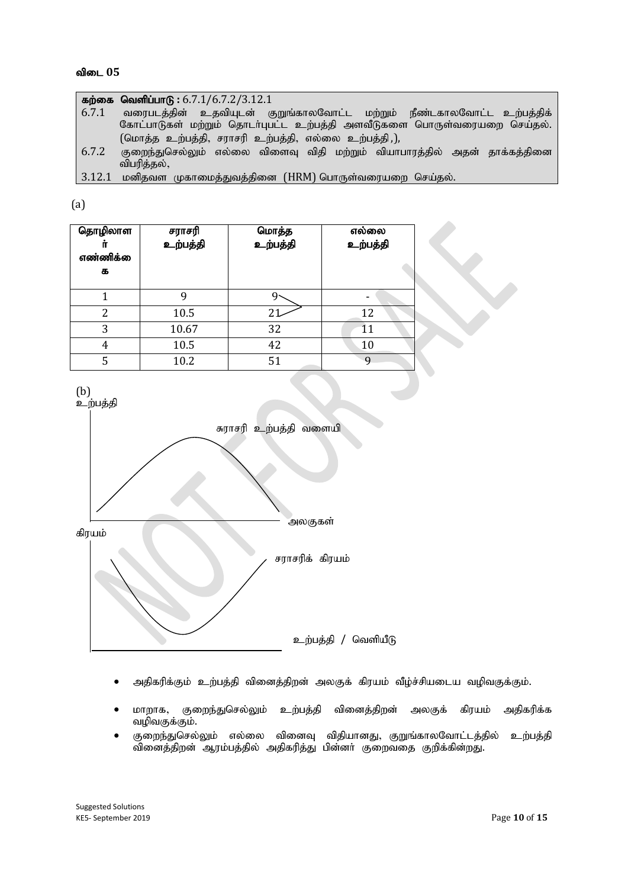**விடை 05**

**கற்கை வெளிப்பாடு :** 6.7.1/6.7.2/3.12.1

6.7.1 வரைபடத்தின் உதவியுடன் குறுங்காலவோட்ட மற்றும் நீண்டகாலவோட்ட உற்பத்திக் கோட்பாடுகள் மற்றும் தொடர்புபட்ட உற்பத்தி அளவீடுகளை பொருள்வரையறை செய்தல். (மொத்த உற்பத்தி, சராசரி உற்பத்தி, எல்லை உற்பத்தி,),

6.7.2 குறைந்துசெல்லும் எல்லை விளைவு விதி மற்றும் வியாபாரத்தில் அதன் தாக்கத்தினை விபரித்தல்,

3.12.1 மனிதவள முகாமைத்துவத்தினை (HRM) பொருள்வரையறை செய்தல்.

(a)

| தொழிலாளர் எண்ணிக்கை | சராசரி உற்பத்தி | மொத்த உற்பத்தி | எல்லை உற்பத்தி |
|---|---|---|---|
| 1 | 9 | 9 | - |
| 2 | 10.5 | 21 | 12 |
| 3 | 10.67 | 32 | 11 |
| 4 | 10.5 | 42 | 10 |
| 5 | 10.2 | 51 | 9 |

(b)

உற்பத்தி

சுராசரி உற்பத்தி வளையி

அலகுகள்

கிரயம்

சராசரிக் கிரயம்

உற்பத்தி / வெளியீடு

- அதிகரிக்கும் உற்பத்தி வினைத்திறன் அலகுக் கிரயம் வீழ்ச்சியடைய வழிவகுக்கும்.
- மாறாக, குறைந்துசெல்லும் உற்பத்தி வினைத்திறன் அலகுக் கிரயம் அதிகரிக்க வழிவகுக்கும்.
- குறைந்துசெல்லும் எல்லை வினைவு விதியானது, குறுங்காலவோட்டத்தில் உற்பத்தி வினைத்திறன் ஆரம்பத்தில் அதிகரித்து பின்னர் குறைவதை குறிக்கின்றது.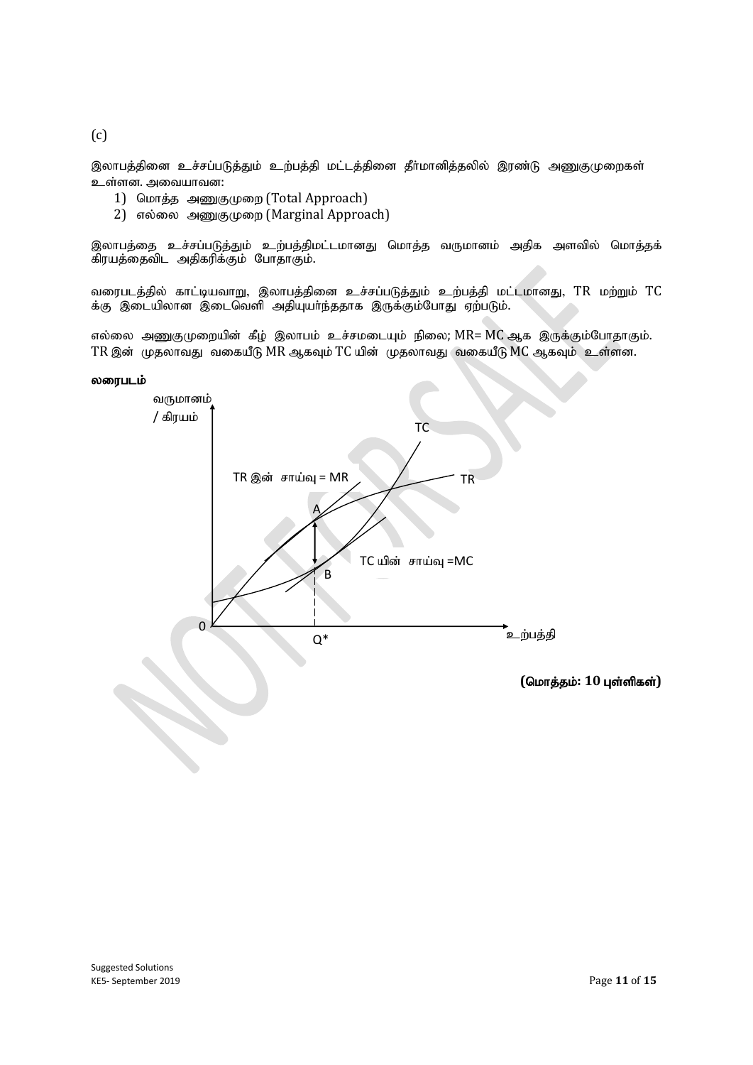(c)

இலாபத்தினை உச்சப்படுத்தும் உற்பத்தி மட்டத்தினை தீர்மானித்தலில் இரண்டு அணுகுமுறைகள் உள்ளன. அவையாவன:

1) மொத்த அணுகுமுறை (Total Approach)
2) எல்லை அணுகுமுறை (Marginal Approach)

இலாபத்தை உச்சப்படுத்தும் உற்பத்திமட்டமானது மொத்த வருமானம் அதிக அளவில் மொத்தக் கிரயத்தைவிட அதிகரிக்கும் போதாகும்.

வரைபடத்தில் காட்டியவாறு, இலாபத்தினை உச்சப்படுத்தும் உற்பத்தி மட்டமானது, TR மற்றும் TC க்கு இடையிலான இடைவெளி அதியுயர்ந்ததாக இருக்கும்போது ஏற்படும்.

எல்லை அணுகுமுறையின் கீழ் இலாபம் உச்சமடையும் நிலை; MR= MC ஆக இருக்கும்போதாகும். TR இன் முதலாவது வகையீடு MR ஆகவும் TC யின் முதலாவது வகையீடு MC ஆகவும் உள்ளன.

**வரைபடம்**

வருமானம் / கிரயம்

TC

TR இன் சாய்வு = MR

TR

A

TC யின் சாய்வு =MC

B

0

Q*

உற்பத்தி

**(மொத்தம்: 10 புள்ளிகள்)**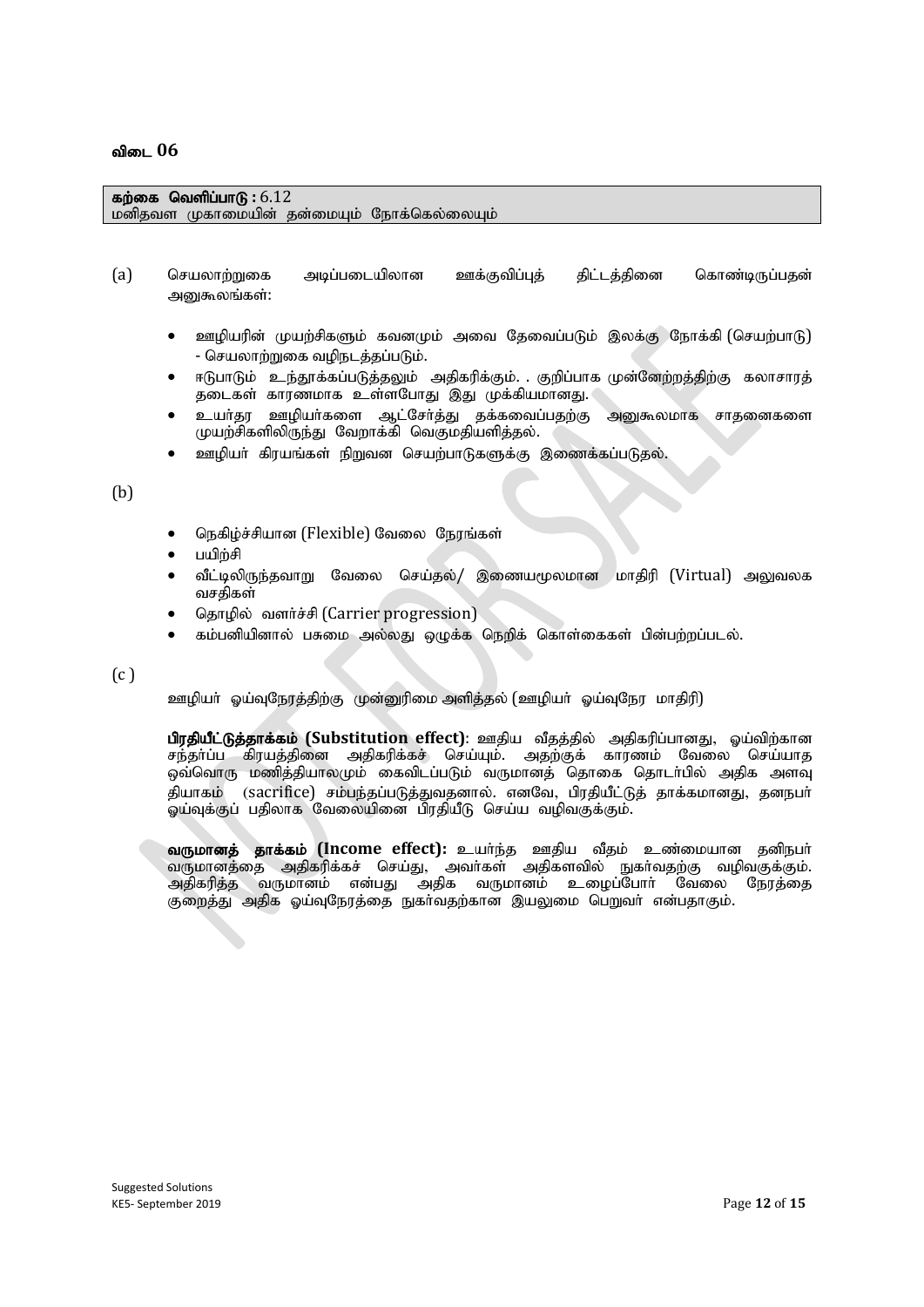**விடை 06**

**கற்கை வெளிப்பாடு :** 6.12
மனிதவள முகாமையின் தன்மையும் நோக்கெல்லையும்

(a) செயலாற்றுகை அடிப்படையிலான ஊக்குவிப்புத் திட்டத்தினை கொண்டிருப்பதன் அனுகூலங்கள்:

- ஊழியரின் முயற்சிகளும் கவனமும் அவை தேவைப்படும் இலக்கு நோக்கி (செயற்பாடு) - செயலாற்றுகை வழிநடத்தப்படும்.
- ஈடுபாடும் உந்தூக்கப்படுத்தலும் அதிகரிக்கும். . குறிப்பாக முன்னேற்றத்திற்கு கலாசாரத் தடைகள் காரணமாக உள்ளபோது இது முக்கியமானது.
- உயர்தர ஊழியர்களை ஆட்சேர்த்து தக்கவைப்பதற்கு அனுகூலமாக சாதனைகளை முயற்சிகளிலிருந்து வேறாக்கி வெகுமதியளித்தல்.
- ஊழியர் கிரயங்கள் நிறுவன செயற்பாடுகளுக்கு இணைக்கப்படுதல்.

(b)

- நெகிழ்ச்சியான (Flexible) வேலை நேரங்கள்
- பயிற்சி
- வீட்டிலிருந்தவாறு வேலை செய்தல்/ இணையமூலமான மாதிரி (Virtual) அலுவலக வசதிகள்
- தொழில் வளர்ச்சி (Carrier progression)
- கம்பனியினால் பசுமை அல்லது ஒழுக்க நெறிக் கொள்கைகள் பின்பற்றப்படல்.

(c )

ஊழியர் ஓய்வுநேரத்திற்கு முன்னுரிமை அளித்தல் (ஊழியர் ஓய்வுநேர மாதிரி)

**பிரதியீட்டுத்தாக்கம் (Substitution effect)**: ஊதிய வீதத்தில் அதிகரிப்பானது, ஓய்விற்கான சந்தர்ப்ப கிரயத்தினை அதிகரிக்கச் செய்யும். அதற்குக் காரணம் வேலை செய்யாத ஒவ்வொரு மணித்தியாலமும் கைவிடப்படும் வருமானத் தொகை தொடர்பில் அதிக அளவு தியாகம் (sacrifice) சம்பந்தப்படுத்துவதனால். எனவே, பிரதியீட்டுத் தாக்கமானது, தனநபர் ஓய்வுக்குப் பதிலாக வேலையினை பிரதியீடு செய்ய வழிவகுக்கும்.

**வருமானத் தாக்கம் (Income effect):** உயர்ந்த ஊதிய வீதம் உண்மையான தனிநபர் வருமானத்தை அதிகரிக்கச் செய்து, அவர்கள் அதிகளவில் நுகர்வதற்கு வழிவகுக்கும். அதிகரித்த வருமானம் என்பது அதிக வருமானம் உழைப்போர் வேலை நேரத்தை குறைத்து அதிக ஓய்வுநேரத்தை நுகர்வதற்கான இயலுமை பெறுவர் என்பதாகும்.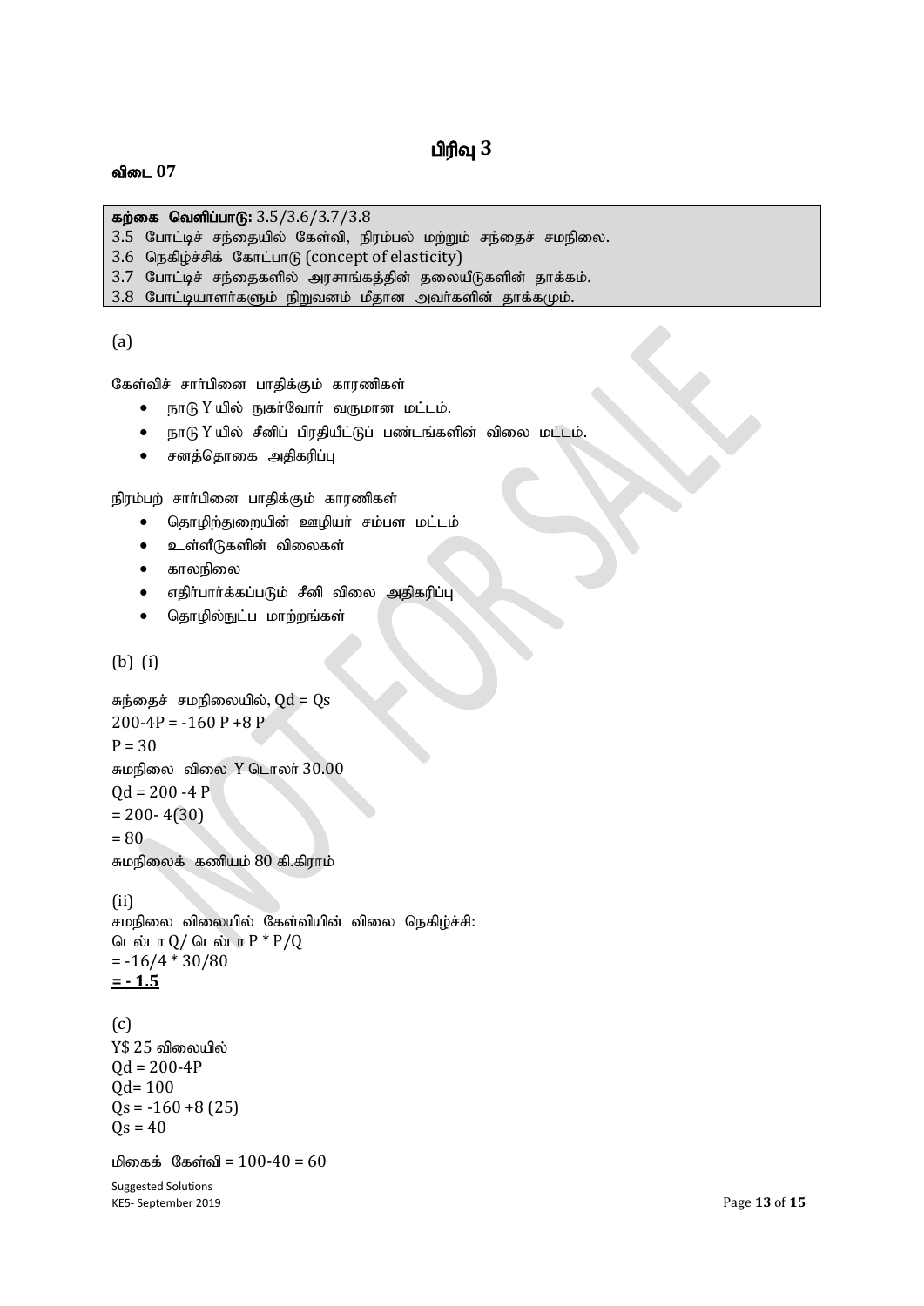# பிரிவு 3

**விடை 07**

> **கற்கை வெளிப்பாடு:** 3.5/3.6/3.7/3.8
> 3.5 போட்டிச் சந்தையில் கேள்வி, நிரம்பல் மற்றும் சந்தைச் சமநிலை.
> 3.6 நெகிழ்ச்சிக் கோட்பாடு (concept of elasticity)
> 3.7 போட்டிச் சந்தைகளில் அரசாங்கத்தின் தலையீடுகளின் தாக்கம்.
> 3.8 போட்டியாளர்களும் நிறுவனம் மீதான அவர்களின் தாக்கமும்.

(a)

கேள்விச் சார்பினை பாதிக்கும் காரணிகள்

- நாடு Y யில் நுகர்வோர் வருமான மட்டம்.
- நாடு Y யில் சீனிப் பிரதியீட்டுப் பண்டங்களின் விலை மட்டம்.
- சனத்தொகை அதிகரிப்பு

நிரம்பற் சார்பினை பாதிக்கும் காரணிகள்

- தொழிற்துறையின் ஊழியர் சம்பள மட்டம்
- உள்ளீடுகளின் விலைகள்
- காலநிலை
- எதிர்பார்க்கப்படும் சீனி விலை அதிகரிப்பு
- தொழில்நுட்ப மாற்றங்கள்

(b) (i)

சந்தைச் சமநிலையில், $Qd = Qs$

$200 - 4P = -160\ P + 8\ P$

$P = 30$

சமநிலை விலை Y டொலர் 30.00

$Qd = 200 - 4\ P$

$= 200 - 4(30)$

$= 80$

சமநிலைக் கணியம் 80 கி.கிராம்

(ii)

சமநிலை விலையில் கேள்வியின் விலை நெகிழ்ச்சி:

டெல்டா Q/ டெல்டா P * P/Q

$= -16/4 * 30/80$

**$= -1.5$**

(c)

Y$ 25 விலையில்

$Qd = 200 - 4P$

$Qd = 100$

$Qs = -160 + 8\ (25)$

$Qs = 40$

மிகைக் கேள்வி $= 100 - 40 = 60$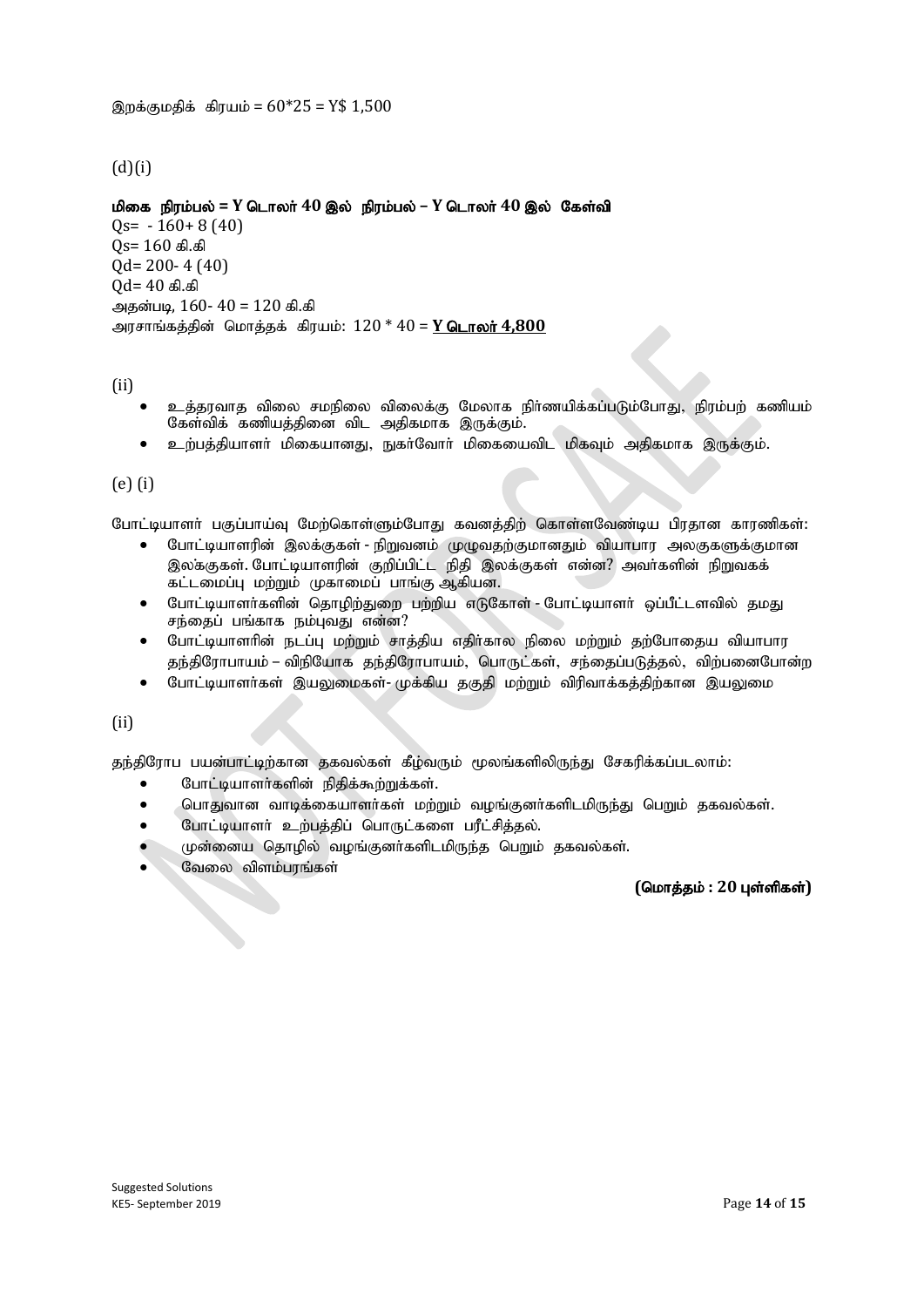இறக்குமதிக் கிரயம் = 60*25 = Y$ 1,500

(d)(i)

**மிகை நிரம்பல் = Y டொலர் 40 இல் நிரம்பல் – Y டொலர் 40 இல் கேள்வி**

Qs= - 160+ 8 (40)

Qs= 160 கி.கி

Qd= 200- 4 (40)

Qd= 40 கி.கி

அதன்படி, 160- 40 = 120 கி.கி

அரசாங்கத்தின் மொத்தக் கிரயம்: 120 * 40 = **<u>Y டொலர் 4,800</u>**

(ii)

- உத்தரவாத விலை சமநிலை விலைக்கு மேலாக நிர்ணயிக்கப்படும்போது, நிரம்பற் கணியம் கேள்விக் கணியத்தினை விட அதிகமாக இருக்கும்.
- உற்பத்தியாளர் மிகையானது, நுகர்வோர் மிகையைவிட மிகவும் அதிகமாக இருக்கும்.

(e) (i)

போட்டியாளர் பகுப்பாய்வு மேற்கொள்ளும்போது கவனத்திற் கொள்ளவேண்டிய பிரதான காரணிகள்:

- போட்டியாளரின் இலக்குகள் - நிறுவனம் முழுவதற்குமானதும் வியாபார அலகுகளுக்குமான இலக்குகள். போட்டியாளரின் குறிப்பிட்ட நிதி இலக்குகள் என்ன? அவர்களின் நிறுவகக் கட்டமைப்பு மற்றும் முகாமைப் பாங்கு ஆகியன.
- போட்டியாளர்களின் தொழிற்துறை பற்றிய எடுகோள் - போட்டியாளர் ஒப்பீட்டளவில் தமது சந்தைப் பங்காக நம்புவது என்ன?
- போட்டியாளரின் நடப்பு மற்றும் சாத்திய எதிர்கால நிலை மற்றும் தற்போதைய வியாபார தந்திரோபாயம் – விநியோக தந்திரோபாயம், பொருட்கள், சந்தைப்படுத்தல், விற்பனைபோன்ற
- போட்டியாளர்கள் இயலுமைகள்- முக்கிய தகுதி மற்றும் விரிவாக்கத்திற்கான இயலுமை

(ii)

தந்திரோப பயன்பாட்டிற்கான தகவல்கள் கீழ்வரும் மூலங்களிலிருந்து சேகரிக்கப்படலாம்:

- போட்டியாளர்களின் நிதிக்கூற்றுக்கள்.
- பொதுவான வாடிக்கையாளர்கள் மற்றும் வழங்குனர்களிடமிருந்து பெறும் தகவல்கள்.
- போட்டியாளர் உற்பத்திப் பொருட்களை பரீட்சித்தல்.
- முன்னைய தொழில் வழங்குனர்களிடமிருந்த பெறும் தகவல்கள்.
- வேலை விளம்பரங்கள்

**(மொத்தம் : 20 புள்ளிகள்)**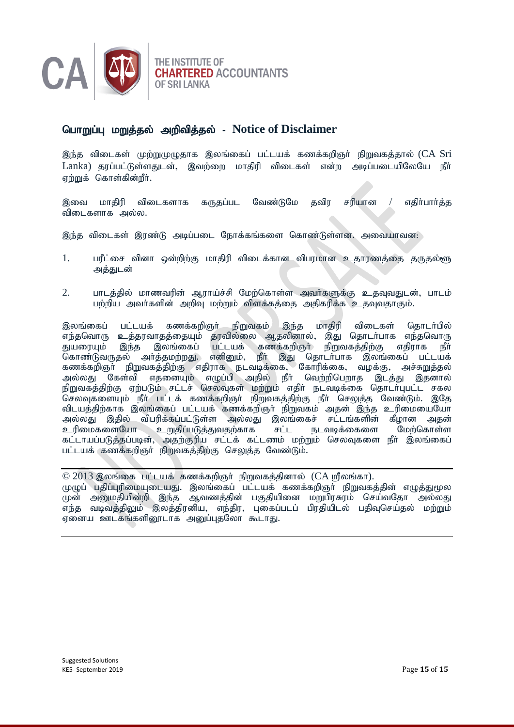THE INSTITUTE OF
CHARTERED ACCOUNTANTS
OF SRI LANKA

## பொறுப்பு மறுத்தல் அறிவித்தல் - Notice of Disclaimer

இந்த விடைகள் முற்றுமுழுதாக இலங்கைப் பட்டயக் கணக்கறிஞர் நிறுவகத்தால் (CA Sri Lanka) தரப்பட்டுள்ளதுடன், இவற்றை மாதிரி விடைகள் என்ற அடிப்படையிலேயே நீர் ஏற்றுக் கொள்கின்றீர்.

இவை மாதிரி விடைகளாக கருதப்பட வேண்டுமே தவிர சரியான / எதிர்பார்த்த விடைகளாக அல்ல.

இந்த விடைகள் இரண்டு அடிப்படை நோக்கங்களை கொண்டுள்ளன. அவையாவன:

1. பரீட்சை வினா ஒன்றிற்கு மாதிரி விடைக்கான விபரமான உதாரணத்தை தருதல்ளு அத்துடன்

2. பாடத்தில் மாணவரின் ஆராய்ச்சி மேற்கொள்ள அவர்களுக்கு உதவுவதுடன், பாடம் பற்றிய அவர்களின் அறிவு மற்றும் விளக்கத்தை அதிகரிக்க உதவுவதாகும்.

இலங்கைப் பட்டயக் கணக்கறிஞர் நிறுவகம் இந்த மாதிரி விடைகள் தொடர்பில் எந்தவொரு உத்தரவாதத்தையும் தரவில்லை ஆதலினால், இது தொடர்பாக எந்தவொரு துயரையும் இந்த இலங்கைப் பட்டயக் கணக்கறிஞர் நிறுவகத்திற்கு எதிராக நீர் கொண்டுவருதல் அர்த்தமற்றது. எனினும், நீர் இது தொடர்பாக இலங்கைப் பட்டயக் கணக்கறிஞர் நிறுவகத்திற்கு எதிராக நடவடிக்கை, கோரிக்கை, வழக்கு, அச்சுறுத்தல் அல்லது கேள்வி எதனையும் எழுப்பி அதில் நீர் வெற்றிபெறாத இடத்து இதனால் நிறுவகத்திற்கு ஏற்படும் சட்டச் செலவுகள் மற்றும் எதிர் நடவடிக்கை தொடர்புபட்ட சகல செலவுகளையும் நீர் பட்டக் கணக்கறிஞர் நிறுவகத்திற்கு நீர் செலுத்த வேண்டும். இதே விடயத்திற்காக இலங்கைப் பட்டயக் கணக்கறிஞர் நிறுவகம் அதன் இந்த உரிமையையோ அல்லது இதில் விபரிக்கப்பட்டுள்ள அல்லது இலங்கைச் சட்டங்களின் கீழான அதன் உரிமைகளையோ உறுதிப்படுத்துவதற்காக சட்ட நடவடிக்கைகளை மேற்கொள்ள கட்டாயப்படுத்தப்படின், அதற்குரிய சட்டக் கட்டணம் மற்றும் செலவுகளை நீர் இலங்கைப் பட்டயக் கணக்கறிஞர் நிறுவகத்திற்கு செலுத்த வேண்டும்.

---

© 2013 இலங்கை பட்டயக் கணக்கறிஞர் நிறுவகத்தினால் (CA ஸ்ரீலங்கா).
முழுப் பதிப்புரிமையுடையது. இலங்கைப் பட்டயக் கணக்கறிஞர் நிறுவகத்தின் எழுத்துமூல முன் அனுமதியின்றி இந்த ஆவணத்தின் பகுதியினை மறுபிரசுரம் செய்வதோ அல்லது எந்த வடிவத்திலும் இலத்திரனிய, எந்திர, புகைப்படப் பிரதியிடல் பதிவுசெய்தல் மற்றும் ஏனைய ஊடகங்களினூடாக அனுப்புதலோ கூடாது.